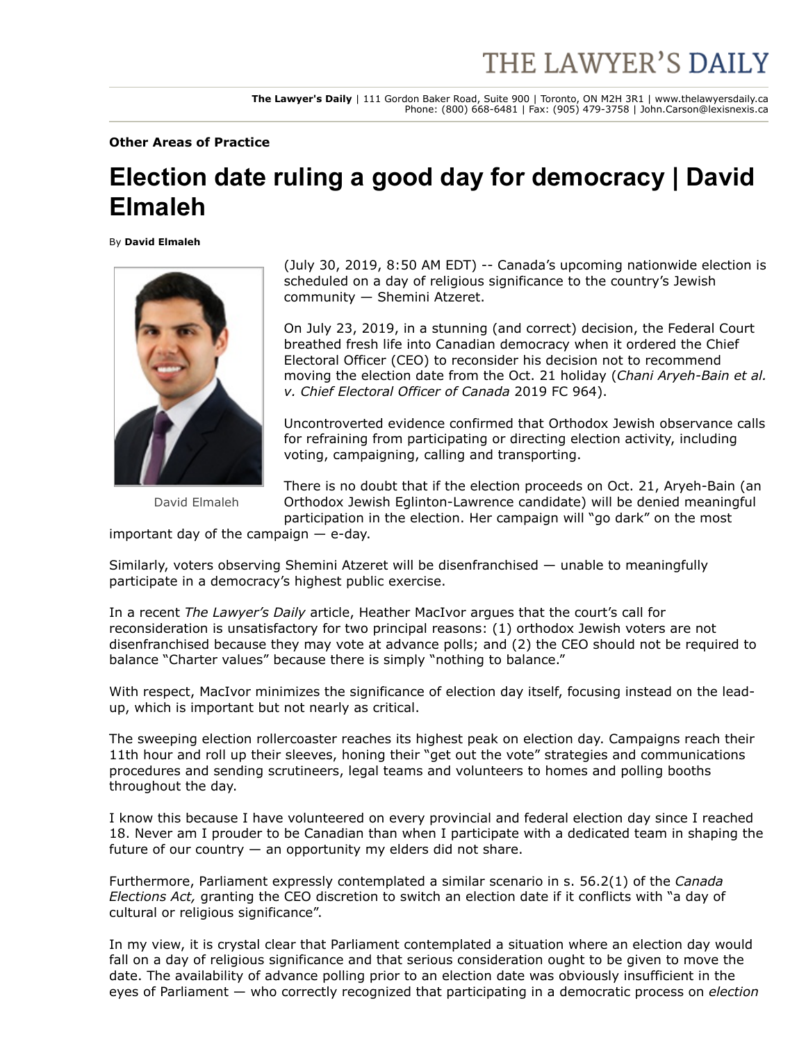**Other Areas of Practice**

# Election date ruling a good day for democracy | David Elmaleh

By **David Elmaleh**

David Elmaleh

(July 30, 2019, 8:50 AM EDT) -- Canada's upcoming nationwide election is scheduled on a day of religious significance to the country's Jewish community — Shemini Atzeret.

On July 23, 2019, in a stunning (and correct) decision, the Federal Court breathed fresh life into Canadian democracy when it ordered the Chief Electoral Officer (CEO) to reconsider his decision not to recommend moving the election date from the Oct. 21 holiday (*Chani Aryeh-Bain et al. v. Chief Electoral Officer of Canada* 2019 FC 964).

Uncontroverted evidence confirmed that Orthodox Jewish observance calls for refraining from participating or directing election activity, including voting, campaigning, calling and transporting.

There is no doubt that if the election proceeds on Oct. 21, Aryeh-Bain (an Orthodox Jewish Eglinton-Lawrence candidate) will be denied meaningful participation in the election. Her campaign will "go dark" on the most important day of the campaign — e-day.

Similarly, voters observing Shemini Atzeret will be disenfranchised — unable to meaningfully participate in a democracy's highest public exercise.

In a recent *The Lawyer's Daily* article, Heather MacIvor argues that the court's call for reconsideration is unsatisfactory for two principal reasons: (1) orthodox Jewish voters are not disenfranchised because they may vote at advance polls; and (2) the CEO should not be required to balance "Charter values" because there is simply "nothing to balance."

With respect, MacIvor minimizes the significance of election day itself, focusing instead on the lead-up, which is important but not nearly as critical.

The sweeping election rollercoaster reaches its highest peak on election day. Campaigns reach their 11th hour and roll up their sleeves, honing their "get out the vote" strategies and communications procedures and sending scrutineers, legal teams and volunteers to homes and polling booths throughout the day.

I know this because I have volunteered on every provincial and federal election day since I reached 18. Never am I prouder to be Canadian than when I participate with a dedicated team in shaping the future of our country — an opportunity my elders did not share.

Furthermore, Parliament expressly contemplated a similar scenario in s. 56.2(1) of the *Canada Elections Act,* granting the CEO discretion to switch an election date if it conflicts with "a day of cultural or religious significance".

In my view, it is crystal clear that Parliament contemplated a situation where an election day would fall on a day of religious significance and that serious consideration ought to be given to move the date. The availability of advance polling prior to an election date was obviously insufficient in the eyes of Parliament — who correctly recognized that participating in a democratic process on *election*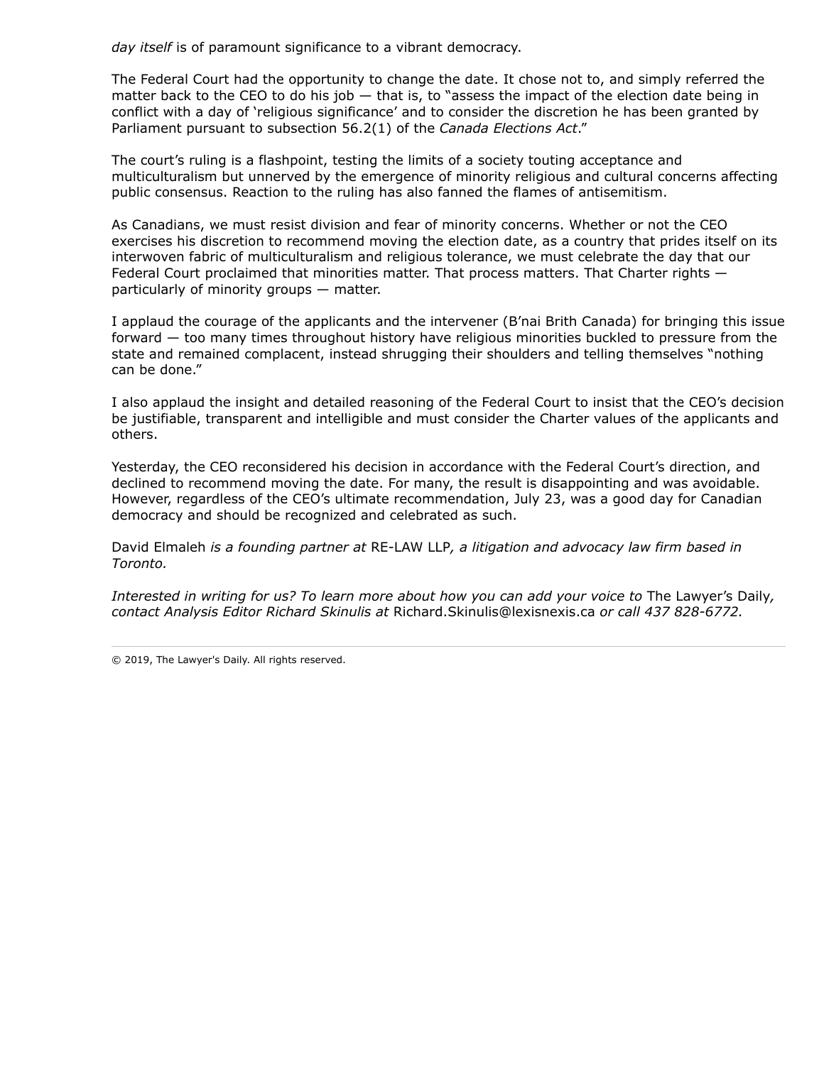*day itself* is of paramount significance to a vibrant democracy.

The Federal Court had the opportunity to change the date. It chose not to, and simply referred the matter back to the CEO to do his job — that is, to "assess the impact of the election date being in conflict with a day of 'religious significance' and to consider the discretion he has been granted by Parliament pursuant to subsection 56.2(1) of the *Canada Elections Act*."

The court's ruling is a flashpoint, testing the limits of a society touting acceptance and multiculturalism but unnerved by the emergence of minority religious and cultural concerns affecting public consensus. Reaction to the ruling has also fanned the flames of antisemitism.

As Canadians, we must resist division and fear of minority concerns. Whether or not the CEO exercises his discretion to recommend moving the election date, as a country that prides itself on its interwoven fabric of multiculturalism and religious tolerance, we must celebrate the day that our Federal Court proclaimed that minorities matter. That process matters. That Charter rights — particularly of minority groups — matter.

I applaud the courage of the applicants and the intervener (B'nai Brith Canada) for bringing this issue forward — too many times throughout history have religious minorities buckled to pressure from the state and remained complacent, instead shrugging their shoulders and telling themselves "nothing can be done."

I also applaud the insight and detailed reasoning of the Federal Court to insist that the CEO's decision be justifiable, transparent and intelligible and must consider the Charter values of the applicants and others.

Yesterday, the CEO reconsidered his decision in accordance with the Federal Court's direction, and declined to recommend moving the date. For many, the result is disappointing and was avoidable. However, regardless of the CEO's ultimate recommendation, July 23, was a good day for Canadian democracy and should be recognized and celebrated as such.

David Elmaleh *is a founding partner at* RE-LAW LLP*, a litigation and advocacy law firm based in Toronto.*

*Interested in writing for us? To learn more about how you can add your voice to* The Lawyer's Daily*, contact Analysis Editor Richard Skinulis at* Richard.Skinulis@lexisnexis.ca *or call 437 828-6772.*

© 2019, The Lawyer's Daily. All rights reserved.